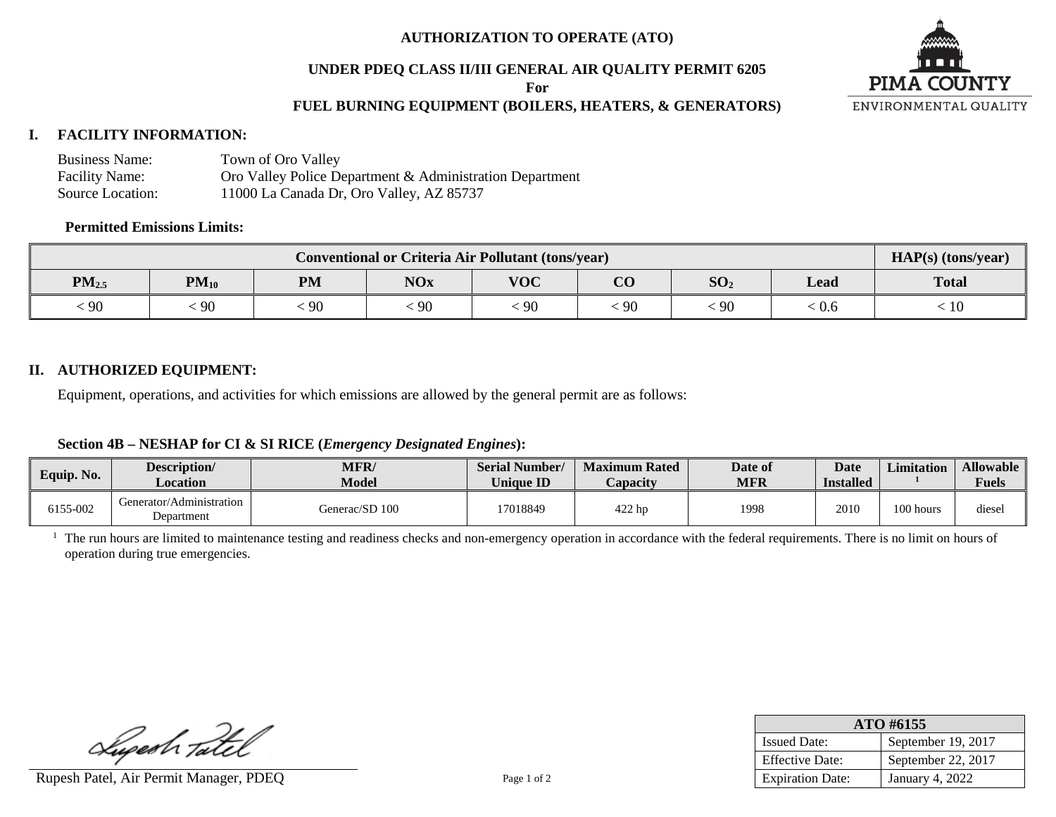# AUTHORIZATION TO OPERATE (ATO)

## UNDER PDEQ CLASS II/III GENERAL AIR QUALITY PERMIT 6205

**For**

## FUEL BURNING EQUIPMENT (BOILERS, HEATERS, & GENERATORS)

PIMA COUNTY
ENVIRONMENTAL QUALITY

## I. FACILITY INFORMATION:

Business Name: Town of Oro Valley
Facility Name: Oro Valley Police Department & Administration Department
Source Location: 11000 La Canada Dr, Oro Valley, AZ 85737

**Permitted Emissions Limits:**

| Conventional or Criteria Air Pollutant (tons/year) | | | | | | | | HAP(s) (tons/year) |
|---|---|---|---|---|---|---|---|---|
| $PM_{2.5}$ | $PM_{10}$ | PM | NOx | VOC | CO | $SO_2$ | Lead | Total |
| < 90 | < 90 | < 90 | < 90 | < 90 | < 90 | < 90 | < 0.6 | < 10 |

## II. AUTHORIZED EQUIPMENT:

Equipment, operations, and activities for which emissions are allowed by the general permit are as follows:

**Section 4B – NESHAP for CI & SI RICE (*Emergency Designated Engines*):**

| Equip. No. | Description/ Location | MFR/ Model | Serial Number/ Unique ID | Maximum Rated Capacity | Date of MFR | Date Installed | Limitation [1] | Allowable Fuels |
|---|---|---|---|---|---|---|---|---|
| 6155-002 | Generator/Administration Department | Generac/SD 100 | 17018849 | 422 hp | 1998 | 2010 | 100 hours | diesel |

[1] The run hours are limited to maintenance testing and readiness checks and non-emergency operation in accordance with the federal requirements. There is no limit on hours of operation during true emergencies.

Rupesh Patel, Air Permit Manager, PDEQ

| ATO #6155 | |
|---|---|
| Issued Date: | September 19, 2017 |
| Effective Date: | September 22, 2017 |
| Expiration Date: | January 4, 2022 |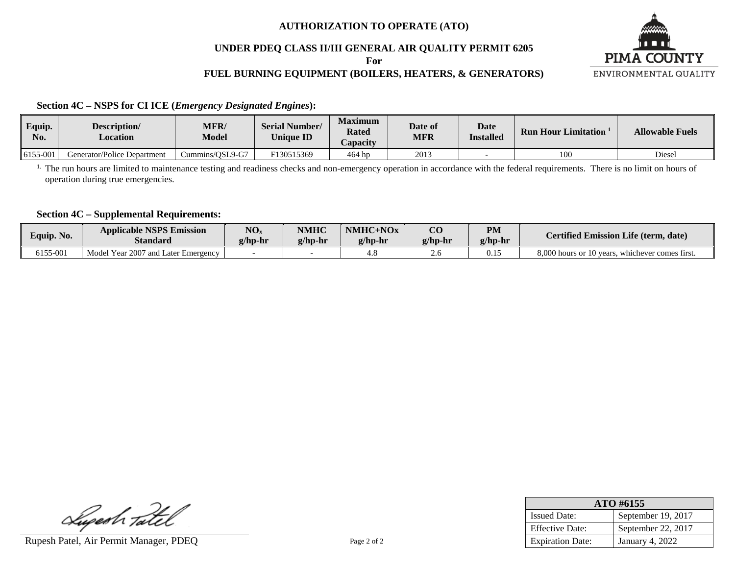**AUTHORIZATION TO OPERATE (ATO)**

**UNDER PDEQ CLASS II/III GENERAL AIR QUALITY PERMIT 6205**

**For**

**FUEL BURNING EQUIPMENT (BOILERS, HEATERS, & GENERATORS)**

PIMA COUNTY
ENVIRONMENTAL QUALITY

### Section 4C – NSPS for CI ICE (*Emergency Designated Engines*):

| Equip. No. | Description/ Location | MFR/ Model | Serial Number/ Unique ID | Maximum Rated Capacity | Date of MFR | Date Installed | Run Hour Limitation [1] | Allowable Fuels |
|---|---|---|---|---|---|---|---|---|
| 6155-001 | Generator/Police Department | Cummins/QSL9-G7 | F130515369 | 464 hp | 2013 | - | 100 | Diesel |

1. The run hours are limited to maintenance testing and readiness checks and non-emergency operation in accordance with the federal requirements. There is no limit on hours of operation during true emergencies.

### Section 4C – Supplemental Requirements:

| Equip. No. | Applicable NSPS Emission Standard | $NO_x$ g/hp-hr | NMHC g/hp-hr | NMHC+NOx g/hp-hr | CO g/hp-hr | PM g/hp-hr | Certified Emission Life (term, date) |
|---|---|---|---|---|---|---|---|
| 6155-001 | Model Year 2007 and Later Emergency | - | - | 4.8 | 2.6 | 0.15 | 8,000 hours or 10 years, whichever comes first. |

Rupesh Patel, Air Permit Manager, PDEQ

| ATO #6155 | |
|---|---|
| Issued Date: | September 19, 2017 |
| Effective Date: | September 22, 2017 |
| Expiration Date: | January 4, 2022 |